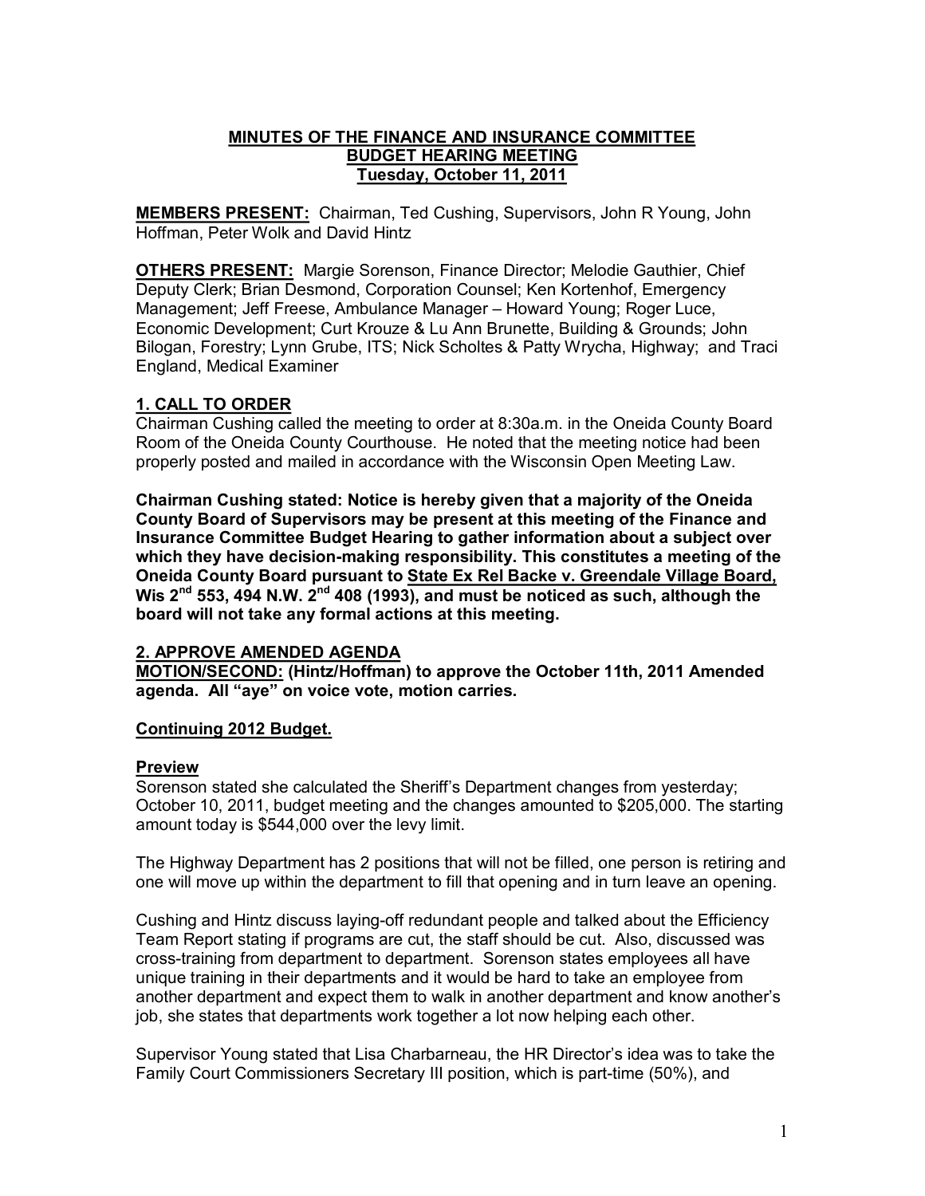# MINUTES OF THE FINANCE AND INSURANCE COMMITTEE BUDGET HEARING MEETING
## Tuesday, October 11, 2011

**MEMBERS PRESENT:** Chairman, Ted Cushing, Supervisors, John R Young, John Hoffman, Peter Wolk and David Hintz

**OTHERS PRESENT:** Margie Sorenson, Finance Director; Melodie Gauthier, Chief Deputy Clerk; Brian Desmond, Corporation Counsel; Ken Kortenhof, Emergency Management; Jeff Freese, Ambulance Manager – Howard Young; Roger Luce, Economic Development; Curt Krouze & Lu Ann Brunette, Building & Grounds; John Bilogan, Forestry; Lynn Grube, ITS; Nick Scholtes & Patty Wrycha, Highway; and Traci England, Medical Examiner

### 1. CALL TO ORDER

Chairman Cushing called the meeting to order at 8:30a.m. in the Oneida County Board Room of the Oneida County Courthouse. He noted that the meeting notice had been properly posted and mailed in accordance with the Wisconsin Open Meeting Law.

**Chairman Cushing stated: Notice is hereby given that a majority of the Oneida County Board of Supervisors may be present at this meeting of the Finance and Insurance Committee Budget Hearing to gather information about a subject over which they have decision-making responsibility. This constitutes a meeting of the Oneida County Board pursuant to State Ex Rel Backe v. Greendale Village Board, Wis 2nd 553, 494 N.W. 2nd 408 (1993), and must be noticed as such, although the board will not take any formal actions at this meeting.**

### 2. APPROVE AMENDED AGENDA

**MOTION/SECOND: (Hintz/Hoffman) to approve the October 11th, 2011 Amended agenda. All "aye" on voice vote, motion carries.**

**Continuing 2012 Budget.**

**Preview**

Sorenson stated she calculated the Sheriff's Department changes from yesterday; October 10, 2011, budget meeting and the changes amounted to $205,000. The starting amount today is $544,000 over the levy limit.

The Highway Department has 2 positions that will not be filled, one person is retiring and one will move up within the department to fill that opening and in turn leave an opening.

Cushing and Hintz discuss laying-off redundant people and talked about the Efficiency Team Report stating if programs are cut, the staff should be cut. Also, discussed was cross-training from department to department. Sorenson states employees all have unique training in their departments and it would be hard to take an employee from another department and expect them to walk in another department and know another's job, she states that departments work together a lot now helping each other.

Supervisor Young stated that Lisa Charbarneau, the HR Director's idea was to take the Family Court Commissioners Secretary III position, which is part-time (50%), and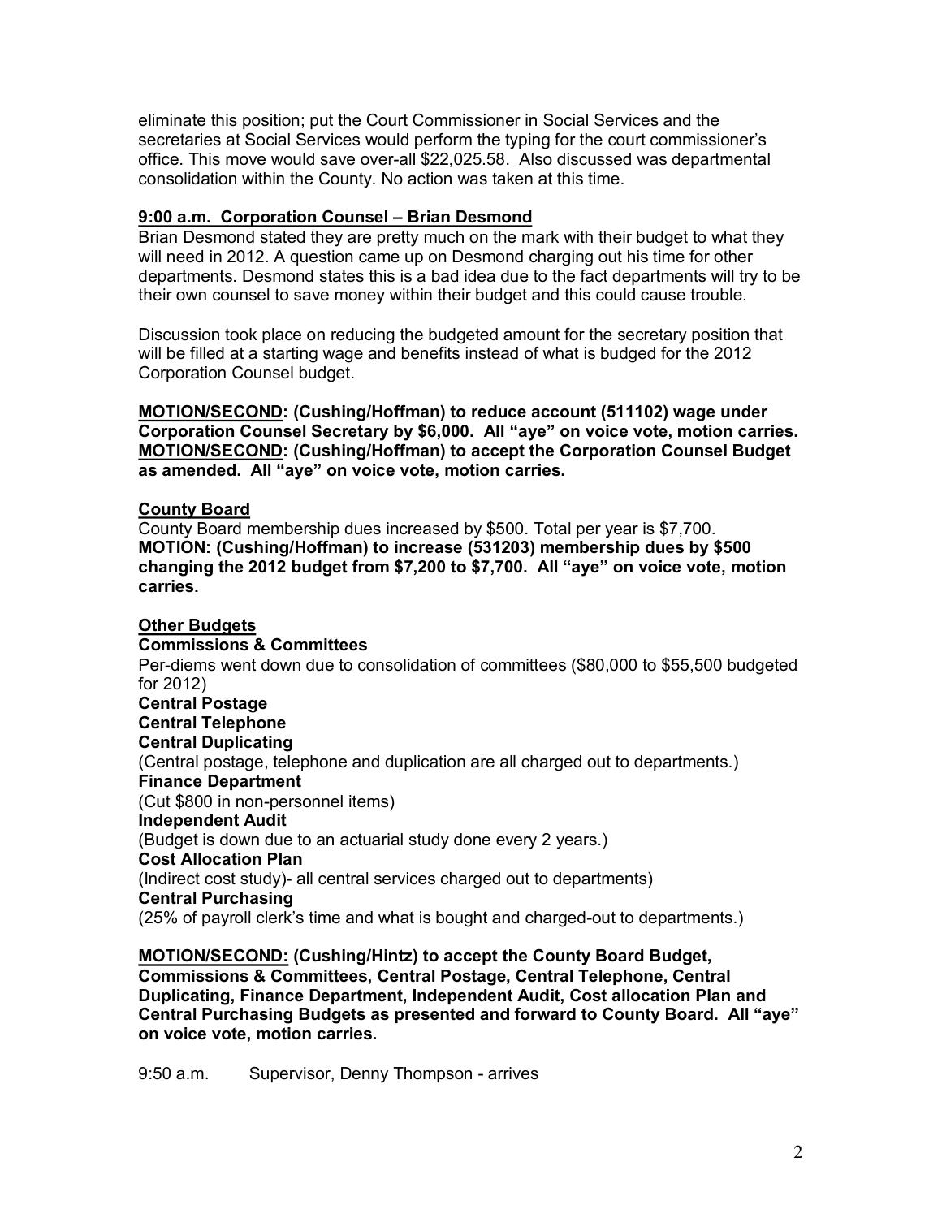eliminate this position; put the Court Commissioner in Social Services and the secretaries at Social Services would perform the typing for the court commissioner's office. This move would save over-all $22,025.58. Also discussed was departmental consolidation within the County. No action was taken at this time.

**9:00 a.m. Corporation Counsel – Brian Desmond**

Brian Desmond stated they are pretty much on the mark with their budget to what they will need in 2012. A question came up on Desmond charging out his time for other departments. Desmond states this is a bad idea due to the fact departments will try to be their own counsel to save money within their budget and this could cause trouble.

Discussion took place on reducing the budgeted amount for the secretary position that will be filled at a starting wage and benefits instead of what is budged for the 2012 Corporation Counsel budget.

**MOTION/SECOND: (Cushing/Hoffman) to reduce account (511102) wage under Corporation Counsel Secretary by $6,000. All "aye" on voice vote, motion carries.**
**MOTION/SECOND: (Cushing/Hoffman) to accept the Corporation Counsel Budget as amended. All "aye" on voice vote, motion carries.**

**County Board**

County Board membership dues increased by $500. Total per year is $7,700.
**MOTION: (Cushing/Hoffman) to increase (531203) membership dues by $500 changing the 2012 budget from $7,200 to $7,700. All "aye" on voice vote, motion carries.**

**Other Budgets**

**Commissions & Committees**
Per-diems went down due to consolidation of committees ($80,000 to $55,500 budgeted for 2012)
**Central Postage**
**Central Telephone**
**Central Duplicating**
(Central postage, telephone and duplication are all charged out to departments.)
**Finance Department**
(Cut $800 in non-personnel items)
**Independent Audit**
(Budget is down due to an actuarial study done every 2 years.)
**Cost Allocation Plan**
(Indirect cost study)- all central services charged out to departments)
**Central Purchasing**
(25% of payroll clerk's time and what is bought and charged-out to departments.)

**MOTION/SECOND: (Cushing/Hintz) to accept the County Board Budget, Commissions & Committees, Central Postage, Central Telephone, Central Duplicating, Finance Department, Independent Audit, Cost allocation Plan and Central Purchasing Budgets as presented and forward to County Board. All "aye" on voice vote, motion carries.**

9:50 a.m. Supervisor, Denny Thompson - arrives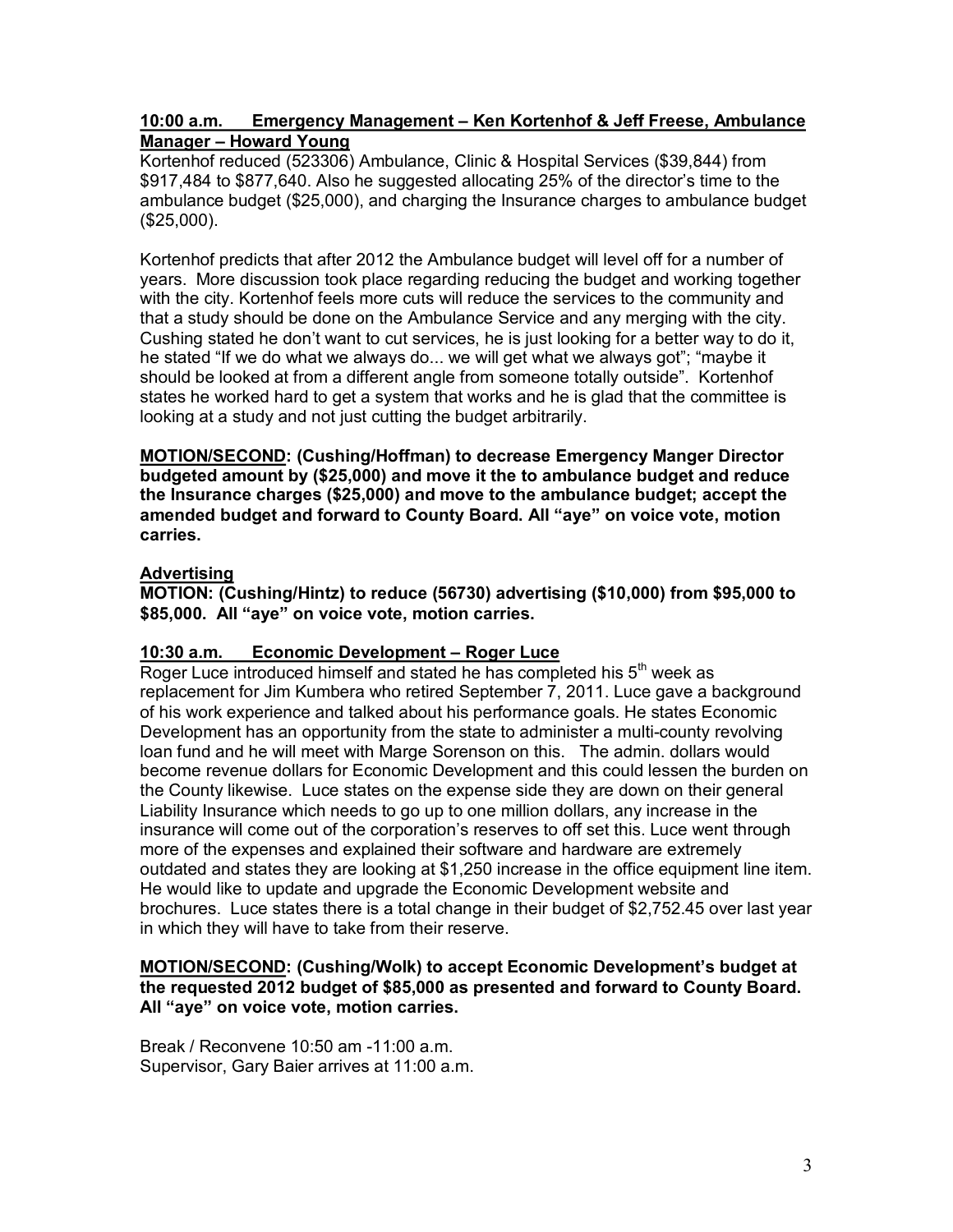**<u>10:00 a.m. Emergency Management – Ken Kortenhof & Jeff Freese, Ambulance Manager – Howard Young</u>**

Kortenhof reduced (523306) Ambulance, Clinic & Hospital Services ($39,844) from $917,484 to $877,640. Also he suggested allocating 25% of the director's time to the ambulance budget ($25,000), and charging the Insurance charges to ambulance budget ($25,000).

Kortenhof predicts that after 2012 the Ambulance budget will level off for a number of years. More discussion took place regarding reducing the budget and working together with the city. Kortenhof feels more cuts will reduce the services to the community and that a study should be done on the Ambulance Service and any merging with the city. Cushing stated he don't want to cut services, he is just looking for a better way to do it, he stated "If we do what we always do... we will get what we always got"; "maybe it should be looked at from a different angle from someone totally outside". Kortenhof states he worked hard to get a system that works and he is glad that the committee is looking at a study and not just cutting the budget arbitrarily.

**<u>MOTION/SECOND</u>: (Cushing/Hoffman) to decrease Emergency Manger Director budgeted amount by ($25,000) and move it the to ambulance budget and reduce the Insurance charges ($25,000) and move to the ambulance budget; accept the amended budget and forward to County Board. All "aye" on voice vote, motion carries.**

**<u>Advertising</u>**

**MOTION: (Cushing/Hintz) to reduce (56730) advertising ($10,000) from $95,000 to $85,000. All "aye" on voice vote, motion carries.**

**<u>10:30 a.m. Economic Development – Roger Luce</u>**

Roger Luce introduced himself and stated he has completed his 5th week as replacement for Jim Kumbera who retired September 7, 2011. Luce gave a background of his work experience and talked about his performance goals. He states Economic Development has an opportunity from the state to administer a multi-county revolving loan fund and he will meet with Marge Sorenson on this. The admin. dollars would become revenue dollars for Economic Development and this could lessen the burden on the County likewise. Luce states on the expense side they are down on their general Liability Insurance which needs to go up to one million dollars, any increase in the insurance will come out of the corporation's reserves to off set this. Luce went through more of the expenses and explained their software and hardware are extremely outdated and states they are looking at $1,250 increase in the office equipment line item. He would like to update and upgrade the Economic Development website and brochures. Luce states there is a total change in their budget of $2,752.45 over last year in which they will have to take from their reserve.

**<u>MOTION/SECOND</u>: (Cushing/Wolk) to accept Economic Development's budget at the requested 2012 budget of $85,000 as presented and forward to County Board. All "aye" on voice vote, motion carries.**

Break / Reconvene 10:50 am -11:00 a.m.
Supervisor, Gary Baier arrives at 11:00 a.m.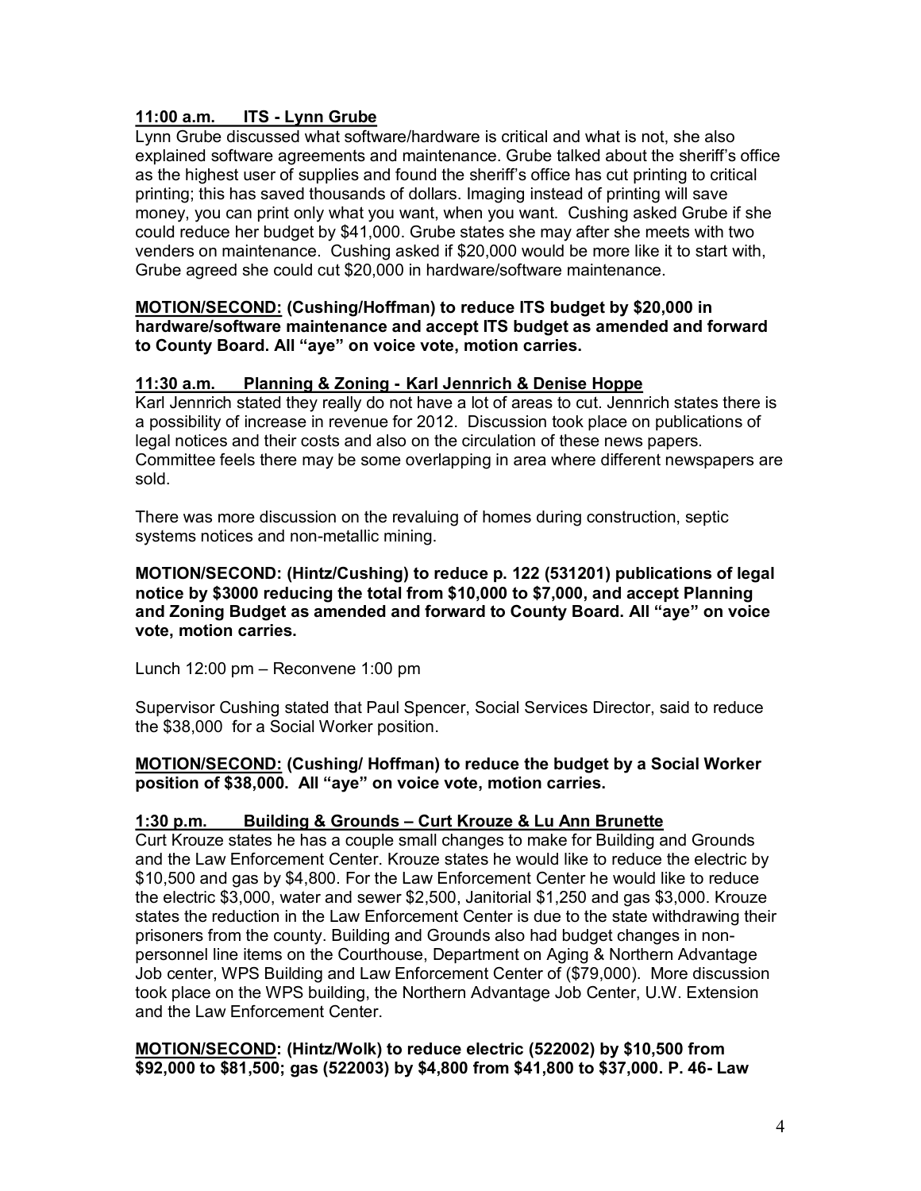**<u>11:00 a.m. ITS - Lynn Grube</u>**

Lynn Grube discussed what software/hardware is critical and what is not, she also explained software agreements and maintenance. Grube talked about the sheriff's office as the highest user of supplies and found the sheriff's office has cut printing to critical printing; this has saved thousands of dollars. Imaging instead of printing will save money, you can print only what you want, when you want. Cushing asked Grube if she could reduce her budget by $41,000. Grube states she may after she meets with two venders on maintenance. Cushing asked if $20,000 would be more like it to start with, Grube agreed she could cut $20,000 in hardware/software maintenance.

**<u>MOTION/SECOND:</u> (Cushing/Hoffman) to reduce ITS budget by $20,000 in hardware/software maintenance and accept ITS budget as amended and forward to County Board. All "aye" on voice vote, motion carries.**

**<u>11:30 a.m. Planning & Zoning - Karl Jennrich & Denise Hoppe</u>**

Karl Jennrich stated they really do not have a lot of areas to cut. Jennrich states there is a possibility of increase in revenue for 2012. Discussion took place on publications of legal notices and their costs and also on the circulation of these news papers. Committee feels there may be some overlapping in area where different newspapers are sold.

There was more discussion on the revaluing of homes during construction, septic systems notices and non-metallic mining.

**MOTION/SECOND: (Hintz/Cushing) to reduce p. 122 (531201) publications of legal notice by $3000 reducing the total from $10,000 to $7,000, and accept Planning and Zoning Budget as amended and forward to County Board. All "aye" on voice vote, motion carries.**

Lunch 12:00 pm – Reconvene 1:00 pm

Supervisor Cushing stated that Paul Spencer, Social Services Director, said to reduce the $38,000 for a Social Worker position.

**<u>MOTION/SECOND:</u> (Cushing/ Hoffman) to reduce the budget by a Social Worker position of $38,000. All "aye" on voice vote, motion carries.**

**<u>1:30 p.m. Building & Grounds – Curt Krouze & Lu Ann Brunette</u>**

Curt Krouze states he has a couple small changes to make for Building and Grounds and the Law Enforcement Center. Krouze states he would like to reduce the electric by $10,500 and gas by $4,800. For the Law Enforcement Center he would like to reduce the electric $3,000, water and sewer $2,500, Janitorial $1,250 and gas $3,000. Krouze states the reduction in the Law Enforcement Center is due to the state withdrawing their prisoners from the county. Building and Grounds also had budget changes in non-personnel line items on the Courthouse, Department on Aging & Northern Advantage Job center, WPS Building and Law Enforcement Center of ($79,000). More discussion took place on the WPS building, the Northern Advantage Job Center, U.W. Extension and the Law Enforcement Center.

**<u>MOTION/SECOND</u>: (Hintz/Wolk) to reduce electric (522002) by $10,500 from $92,000 to $81,500; gas (522003) by $4,800 from $41,800 to $37,000. P. 46- Law**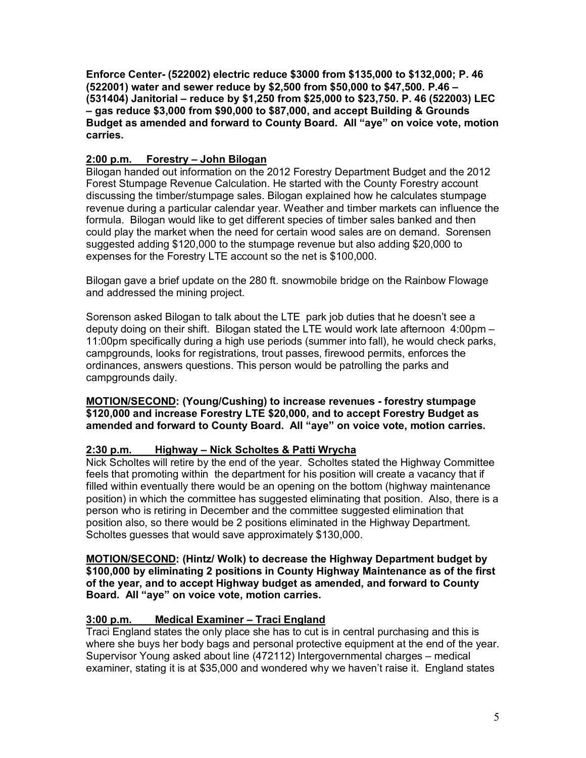**Enforce Center- (522002) electric reduce $3000 from $135,000 to $132,000; P. 46 (522001) water and sewer reduce by $2,500 from $50,000 to $47,500. P.46 – (531404) Janitorial – reduce by $1,250 from $25,000 to $23,750. P. 46 (522003) LEC – gas reduce $3,000 from $90,000 to $87,000, and accept Building & Grounds Budget as amended and forward to County Board. All "aye" on voice vote, motion carries.**

**2:00 p.m. Forestry – John Bilogan**

Bilogan handed out information on the 2012 Forestry Department Budget and the 2012 Forest Stumpage Revenue Calculation. He started with the County Forestry account discussing the timber/stumpage sales. Bilogan explained how he calculates stumpage revenue during a particular calendar year. Weather and timber markets can influence the formula. Bilogan would like to get different species of timber sales banked and then could play the market when the need for certain wood sales are on demand. Sorensen suggested adding $120,000 to the stumpage revenue but also adding $20,000 to expenses for the Forestry LTE account so the net is $100,000.

Bilogan gave a brief update on the 280 ft. snowmobile bridge on the Rainbow Flowage and addressed the mining project.

Sorenson asked Bilogan to talk about the LTE park job duties that he doesn't see a deputy doing on their shift. Bilogan stated the LTE would work late afternoon 4:00pm – 11:00pm specifically during a high use periods (summer into fall), he would check parks, campgrounds, looks for registrations, trout passes, firewood permits, enforces the ordinances, answers questions. This person would be patrolling the parks and campgrounds daily.

**MOTION/SECOND: (Young/Cushing) to increase revenues - forestry stumpage $120,000 and increase Forestry LTE $20,000, and to accept Forestry Budget as amended and forward to County Board. All "aye" on voice vote, motion carries.**

**2:30 p.m. Highway – Nick Scholtes & Patti Wrycha**

Nick Scholtes will retire by the end of the year. Scholtes stated the Highway Committee feels that promoting within the department for his position will create a vacancy that if filled within eventually there would be an opening on the bottom (highway maintenance position) in which the committee has suggested eliminating that position. Also, there is a person who is retiring in December and the committee suggested elimination that position also, so there would be 2 positions eliminated in the Highway Department. Scholtes guesses that would save approximately $130,000.

**MOTION/SECOND: (Hintz/ Wolk) to decrease the Highway Department budget by $100,000 by eliminating 2 positions in County Highway Maintenance as of the first of the year, and to accept Highway budget as amended, and forward to County Board. All "aye" on voice vote, motion carries.**

**3:00 p.m. Medical Examiner – Traci England**

Traci England states the only place she has to cut is in central purchasing and this is where she buys her body bags and personal protective equipment at the end of the year. Supervisor Young asked about line (472112) Intergovernmental charges – medical examiner, stating it is at $35,000 and wondered why we haven't raise it. England states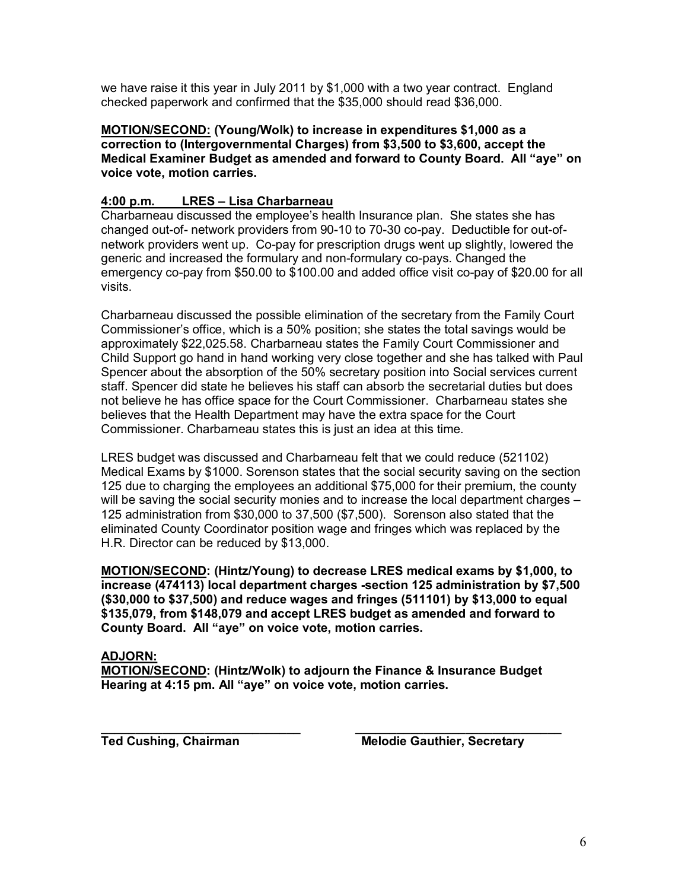we have raise it this year in July 2011 by $1,000 with a two year contract. England checked paperwork and confirmed that the $35,000 should read $36,000.

**<u>MOTION/SECOND:</u> (Young/Wolk) to increase in expenditures $1,000 as a correction to (Intergovernmental Charges) from $3,500 to $3,600, accept the Medical Examiner Budget as amended and forward to County Board. All "aye" on voice vote, motion carries.**

**<u>4:00 p.m. LRES – Lisa Charbarneau</u>**

Charbarneau discussed the employee's health Insurance plan. She states she has changed out-of- network providers from 90-10 to 70-30 co-pay. Deductible for out-of-network providers went up. Co-pay for prescription drugs went up slightly, lowered the generic and increased the formulary and non-formulary co-pays. Changed the emergency co-pay from $50.00 to $100.00 and added office visit co-pay of $20.00 for all visits.

Charbarneau discussed the possible elimination of the secretary from the Family Court Commissioner's office, which is a 50% position; she states the total savings would be approximately $22,025.58. Charbarneau states the Family Court Commissioner and Child Support go hand in hand working very close together and she has talked with Paul Spencer about the absorption of the 50% secretary position into Social services current staff. Spencer did state he believes his staff can absorb the secretarial duties but does not believe he has office space for the Court Commissioner. Charbarneau states she believes that the Health Department may have the extra space for the Court Commissioner. Charbarneau states this is just an idea at this time.

LRES budget was discussed and Charbarneau felt that we could reduce (521102) Medical Exams by $1000. Sorenson states that the social security saving on the section 125 due to charging the employees an additional $75,000 for their premium, the county will be saving the social security monies and to increase the local department charges – 125 administration from $30,000 to 37,500 ($7,500). Sorenson also stated that the eliminated County Coordinator position wage and fringes which was replaced by the H.R. Director can be reduced by $13,000.

**<u>MOTION/SECOND</u>: (Hintz/Young) to decrease LRES medical exams by $1,000, to increase (474113) local department charges -section 125 administration by $7,500 ($30,000 to $37,500) and reduce wages and fringes (511101) by $13,000 to equal $135,079, from $148,079 and accept LRES budget as amended and forward to County Board. All "aye" on voice vote, motion carries.**

**<u>ADJORN:</u>**

**<u>MOTION/SECOND</u>: (Hintz/Wolk) to adjourn the Finance & Insurance Budget Hearing at 4:15 pm. All "aye" on voice vote, motion carries.**

**Ted Cushing, Chairman**

**Melodie Gauthier, Secretary**